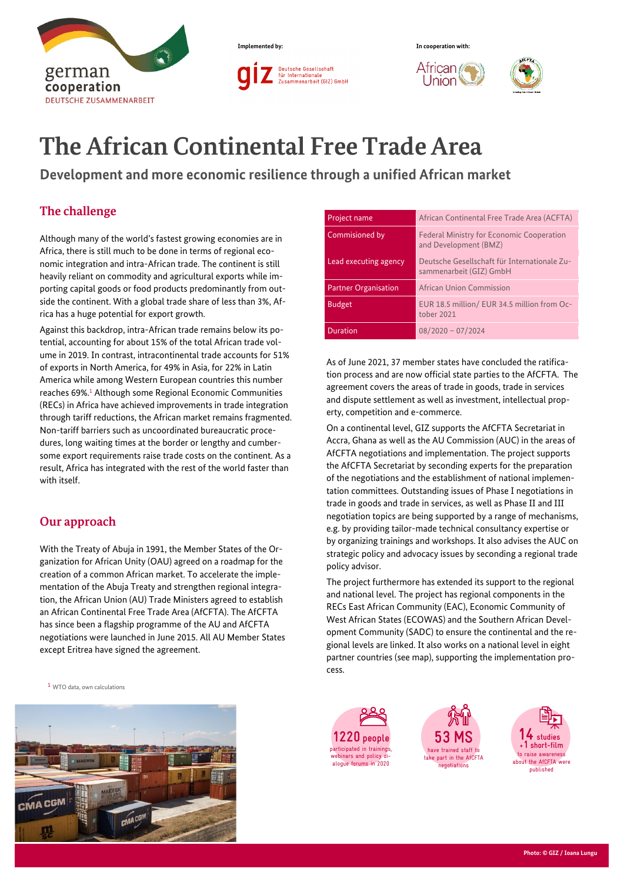Implemented by:

In cooperation with:

# The African Continental Free Trade Area

## Development and more economic resilience through a unified African market

### The challenge

Although many of the world's fastest growing economies are in Africa, there is still much to be done in terms of regional economic integration and intra-African trade. The continent is still heavily reliant on commodity and agricultural exports while importing capital goods or food products predominantly from outside the continent. With a global trade share of less than 3%, Africa has a huge potential for export growth.

Against this backdrop, intra-African trade remains below its potential, accounting for about 15% of the total African trade volume in 2019. In contrast, intracontinental trade accounts for 51% of exports in North America, for 49% in Asia, for 22% in Latin America while among Western European countries this number reaches 69%.[1] Although some Regional Economic Communities (RECs) in Africa have achieved improvements in trade integration through tariff reductions, the African market remains fragmented. Non-tariff barriers such as uncoordinated bureaucratic procedures, long waiting times at the border or lengthy and cumbersome export requirements raise trade costs on the continent. As a result, Africa has integrated with the rest of the world faster than with itself.

### Our approach

With the Treaty of Abuja in 1991, the Member States of the Organization for African Unity (OAU) agreed on a roadmap for the creation of a common African market. To accelerate the implementation of the Abuja Treaty and strengthen regional integration, the African Union (AU) Trade Ministers agreed to establish an African Continental Free Trade Area (AfCFTA). The AfCFTA has since been a flagship programme of the AU and AfCFTA negotiations were launched in June 2015. All AU Member States except Eritrea have signed the agreement.

[1] WTO data, own calculations

| Project name | African Continental Free Trade Area (ACFTA) |
|---|---|
| Commissioned by | Federal Ministry for Economic Cooperation and Development (BMZ) |
| Lead executing agency | Deutsche Gesellschaft für Internationale Zusammenarbeit (GIZ) GmbH |
| Partner Organisation | African Union Commission |
| Budget | EUR 18.5 million/ EUR 34.5 million from October 2021 |
| Duration | 08/2020 – 07/2024 |

As of June 2021, 37 member states have concluded the ratification process and are now official state parties to the AfCFTA. The agreement covers the areas of trade in goods, trade in services and dispute settlement as well as investment, intellectual property, competition and e-commerce.

On a continental level, GIZ supports the AfCFTA Secretariat in Accra, Ghana as well as the AU Commission (AUC) in the areas of AfCFTA negotiations and implementation. The project supports the AfCFTA Secretariat by seconding experts for the preparation of the negotiations and the establishment of national implementation committees. Outstanding issues of Phase I negotiations in trade in goods and trade in services, as well as Phase II and III negotiation topics are being supported by a range of mechanisms, e.g. by providing tailor-made technical consultancy expertise or by organizing trainings and workshops. It also advises the AUC on strategic policy and advocacy issues by seconding a regional trade policy advisor.

The project furthermore has extended its support to the regional and national level. The project has regional components in the RECs East African Community (EAC), Economic Community of West African States (ECOWAS) and the Southern African Development Community (SADC) to ensure the continental and the regional levels are linked. It also works on a national level in eight partner countries (see map), supporting the implementation process.

**1220 people** participated in trainings, webinars and policy dialogue forums in 2020

**53 MS** have trained staff to take part in the AfCFTA negotiations

**14 studies + 1 short-film** to raise awareness about the AfCFTA were published

Photo: © GIZ / Ioana Lungu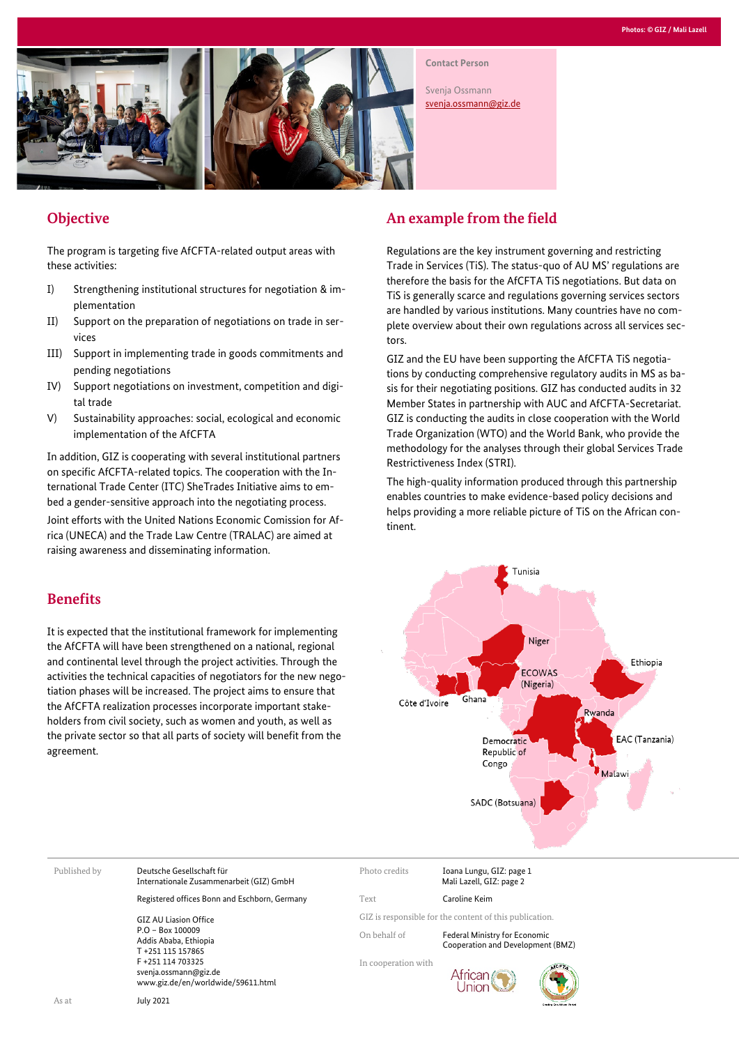Photos: © GIZ / Mali Lazell

**Contact Person**

Svenja Ossmann
svenja.ossmann@giz.de

## Objective

The program is targeting five AfCFTA-related output areas with these activities:

I) Strengthening institutional structures for negotiation & implementation
II) Support on the preparation of negotiations on trade in services
III) Support in implementing trade in goods commitments and pending negotiations
IV) Support negotiations on investment, competition and digital trade
V) Sustainability approaches: social, ecological and economic implementation of the AfCFTA

In addition, GIZ is cooperating with several institutional partners on specific AfCFTA-related topics. The cooperation with the International Trade Center (ITC) SheTrades Initiative aims to embed a gender-sensitive approach into the negotiating process.

Joint efforts with the United Nations Economic Comission for Africa (UNECA) and the Trade Law Centre (TRALAC) are aimed at raising awareness and disseminating information.

## Benefits

It is expected that the institutional framework for implementing the AfCFTA will have been strengthened on a national, regional and continental level through the project activities. Through the activities the technical capacities of negotiators for the new negotiation phases will be increased. The project aims to ensure that the AfCFTA realization processes incorporate important stakeholders from civil society, such as women and youth, as well as the private sector so that all parts of society will benefit from the agreement.

## An example from the field

Regulations are the key instrument governing and restricting Trade in Services (TiS). The status-quo of AU MS' regulations are therefore the basis for the AfCFTA TiS negotiations. But data on TiS is generally scarce and regulations governing services sectors are handled by various institutions. Many countries have no complete overview about their own regulations across all services sectors.

GIZ and the EU have been supporting the AfCFTA TiS negotiations by conducting comprehensive regulatory audits in MS as basis for their negotiating positions. GIZ has conducted audits in 32 Member States in partnership with AUC and AfCFTA-Secretariat. GIZ is conducting the audits in close cooperation with the World Trade Organization (WTO) and the World Bank, who provide the methodology for the analyses through their global Services Trade Restrictiveness Index (STRI).

The high-quality information produced through this partnership enables countries to make evidence-based policy decisions and helps providing a more reliable picture of TiS on the African continent.

Tunisia
Niger
Ethiopia
ECOWAS (Nigeria)
Côte d'Ivoire
Ghana
Rwanda
EAC (Tanzania)
Democratic Republic of Congo
Malawi
SADC (Botsuana)

| | |
|---|---|
| Published by | Deutsche Gesellschaft für Internationale Zusammenarbeit (GIZ) GmbH<br><br>Registered offices Bonn and Eschborn, Germany<br><br>GIZ AU Liasion Office<br>P.O – Box 100009<br>Addis Ababa, Ethiopia<br>T +251 115 157865<br>F +251 114 703325<br>svenja.ossmann@giz.de<br>www.giz.de/en/worldwide/59611.html |
| As at | July 2021 |
| Photo credits | Ioana Lungu, GIZ: page 1<br>Mali Lazell, GIZ: page 2 |
| Text | Caroline Keim |

GIZ is responsible for the content of this publication.

| | |
|---|---|
| On behalf of | Federal Ministry for Economic Cooperation and Development (BMZ) |
| In cooperation with | African Union, AfCFTA |